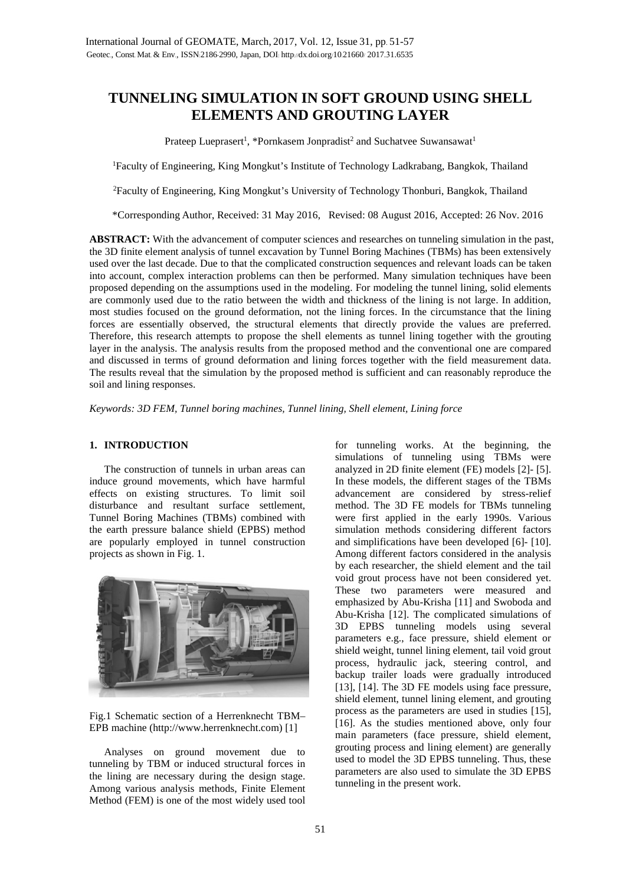# TUNNELING SIMULATION IN SOFT GROUND USING SHELL ELEMENTS AND GROUTING LAYER

Prateep Lueprasert[1], *Pornkasem Jonpradist[2] and Suchatvee Suwansawat[1]

[1]Faculty of Engineering, King Mongkut's Institute of Technology Ladkrabang, Bangkok, Thailand

[2]Faculty of Engineering, King Mongkut's University of Technology Thonburi, Bangkok, Thailand

*Corresponding Author, Received: 31 May 2016, Revised: 08 August 2016, Accepted: 26 Nov. 2016

**ABSTRACT:** With the advancement of computer sciences and researches on tunneling simulation in the past, the 3D finite element analysis of tunnel excavation by Tunnel Boring Machines (TBMs) has been extensively used over the last decade. Due to that the complicated construction sequences and relevant loads can be taken into account, complex interaction problems can then be performed. Many simulation techniques have been proposed depending on the assumptions used in the modeling. For modeling the tunnel lining, solid elements are commonly used due to the ratio between the width and thickness of the lining is not large. In addition, most studies focused on the ground deformation, not the lining forces. In the circumstance that the lining forces are essentially observed, the structural elements that directly provide the values are preferred. Therefore, this research attempts to propose the shell elements as tunnel lining together with the grouting layer in the analysis. The analysis results from the proposed method and the conventional one are compared and discussed in terms of ground deformation and lining forces together with the field measurement data. The results reveal that the simulation by the proposed method is sufficient and can reasonably reproduce the soil and lining responses.

*Keywords: 3D FEM, Tunnel boring machines, Tunnel lining, Shell element, Lining force*

## 1. INTRODUCTION

The construction of tunnels in urban areas can induce ground movements, which have harmful effects on existing structures. To limit soil disturbance and resultant surface settlement, Tunnel Boring Machines (TBMs) combined with the earth pressure balance shield (EPBS) method are popularly employed in tunnel construction projects as shown in Fig. 1.

Fig.1 Schematic section of a Herrenknecht TBM–EPB machine (http://www.herrenknecht.com) [1]

Analyses on ground movement due to tunneling by TBM or induced structural forces in the lining are necessary during the design stage. Among various analysis methods, Finite Element Method (FEM) is one of the most widely used tool for tunneling works. At the beginning, the simulations of tunneling using TBMs were analyzed in 2D finite element (FE) models [2]- [5]. In these models, the different stages of the TBMs advancement are considered by stress-relief method. The 3D FE models for TBMs tunneling were first applied in the early 1990s. Various simulation methods considering different factors and simplifications have been developed [6]- [10]. Among different factors considered in the analysis by each researcher, the shield element and the tail void grout process have not been considered yet. These two parameters were measured and emphasized by Abu-Krisha [11] and Swoboda and Abu-Krisha [12]. The complicated simulations of 3D EPBS tunneling models using several parameters e.g., face pressure, shield element or shield weight, tunnel lining element, tail void grout process, hydraulic jack, steering control, and backup trailer loads were gradually introduced [13], [14]. The 3D FE models using face pressure, shield element, tunnel lining element, and grouting process as the parameters are used in studies [15], [16]. As the studies mentioned above, only four main parameters (face pressure, shield element, grouting process and lining element) are generally used to model the 3D EPBS tunneling. Thus, these parameters are also used to simulate the 3D EPBS tunneling in the present work.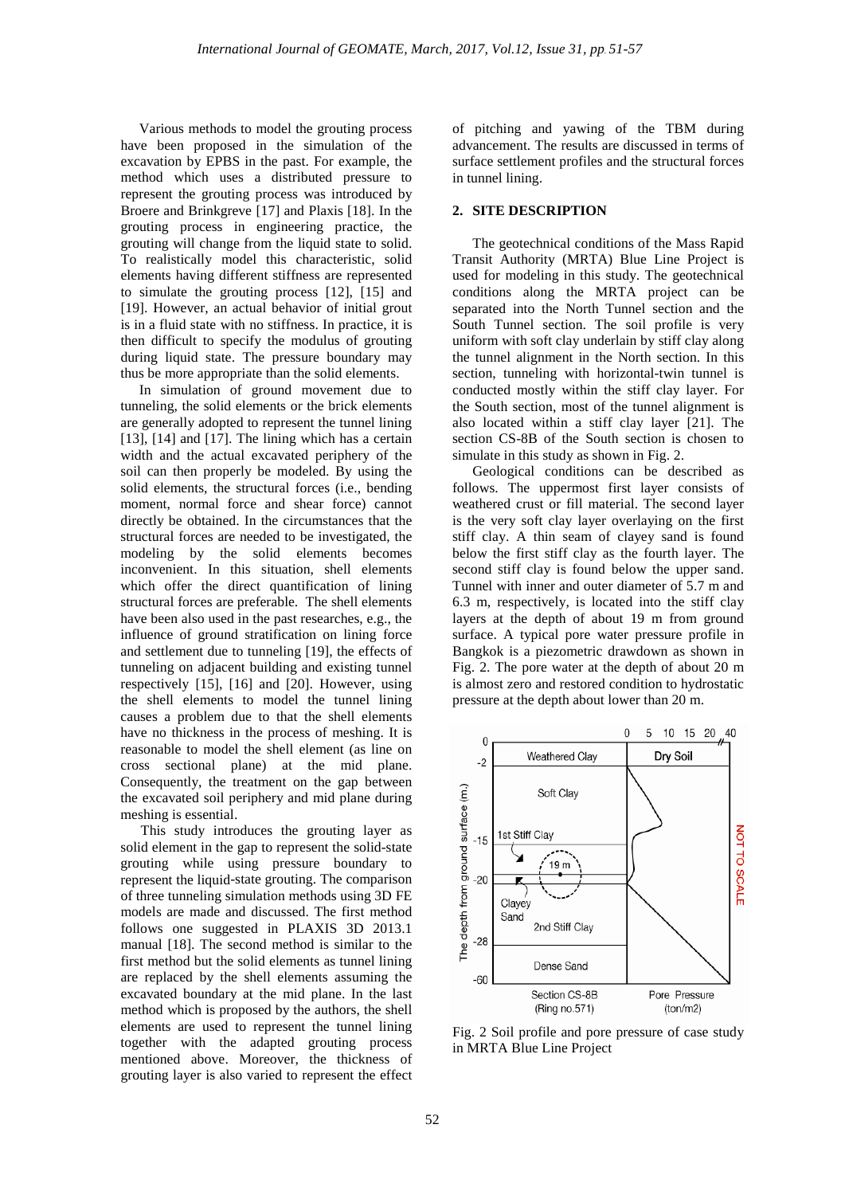Various methods to model the grouting process have been proposed in the simulation of the excavation by EPBS in the past. For example, the method which uses a distributed pressure to represent the grouting process was introduced by Broere and Brinkgreve [17] and Plaxis [18]. In the grouting process in engineering practice, the grouting will change from the liquid state to solid. To realistically model this characteristic, solid elements having different stiffness are represented to simulate the grouting process [12], [15] and [19]. However, an actual behavior of initial grout is in a fluid state with no stiffness. In practice, it is then difficult to specify the modulus of grouting during liquid state. The pressure boundary may thus be more appropriate than the solid elements.

In simulation of ground movement due to tunneling, the solid elements or the brick elements are generally adopted to represent the tunnel lining [13], [14] and [17]. The lining which has a certain width and the actual excavated periphery of the soil can then properly be modeled. By using the solid elements, the structural forces (i.e., bending moment, normal force and shear force) cannot directly be obtained. In the circumstances that the structural forces are needed to be investigated, the modeling by the solid elements becomes inconvenient. In this situation, shell elements which offer the direct quantification of lining structural forces are preferable. The shell elements have been also used in the past researches, e.g., the influence of ground stratification on lining force and settlement due to tunneling [19], the effects of tunneling on adjacent building and existing tunnel respectively [15], [16] and [20]. However, using the shell elements to model the tunnel lining causes a problem due to that the shell elements have no thickness in the process of meshing. It is reasonable to model the shell element (as line on cross sectional plane) at the mid plane. Consequently, the treatment on the gap between the excavated soil periphery and mid plane during meshing is essential.

This study introduces the grouting layer as solid element in the gap to represent the solid-state grouting while using pressure boundary to represent the liquid-state grouting. The comparison of three tunneling simulation methods using 3D FE models are made and discussed. The first method follows one suggested in PLAXIS 3D 2013.1 manual [18]. The second method is similar to the first method but the solid elements as tunnel lining are replaced by the shell elements assuming the excavated boundary at the mid plane. In the last method which is proposed by the authors, the shell elements are used to represent the tunnel lining together with the adapted grouting process mentioned above. Moreover, the thickness of grouting layer is also varied to represent the effect of pitching and yawing of the TBM during advancement. The results are discussed in terms of surface settlement profiles and the structural forces in tunnel lining.

## 2. SITE DESCRIPTION

The geotechnical conditions of the Mass Rapid Transit Authority (MRTA) Blue Line Project is used for modeling in this study. The geotechnical conditions along the MRTA project can be separated into the North Tunnel section and the South Tunnel section. The soil profile is very uniform with soft clay underlain by stiff clay along the tunnel alignment in the North section. In this section, tunneling with horizontal-twin tunnel is conducted mostly within the stiff clay layer. For the South section, most of the tunnel alignment is also located within a stiff clay layer [21]. The section CS-8B of the South section is chosen to simulate in this study as shown in Fig. 2.

Geological conditions can be described as follows. The uppermost first layer consists of weathered crust or fill material. The second layer is the very soft clay layer overlaying on the first stiff clay. A thin seam of clayey sand is found below the first stiff clay as the fourth layer. The second stiff clay is found below the upper sand. Tunnel with inner and outer diameter of 5.7 m and 6.3 m, respectively, is located into the stiff clay layers at the depth of about 19 m from ground surface. A typical pore water pressure profile in Bangkok is a piezometric drawdown as shown in Fig. 2. The pore water at the depth of about 20 m is almost zero and restored condition to hydrostatic pressure at the depth about lower than 20 m.

The depth from ground surface (m.)
0
-2
-15
-20
-28
-60
Weathered Clay
Soft Clay
1st Stiff Clay
19 m
Clayey Sand
2nd Stiff Clay
Dense Sand
Section CS-8B (Ring no.571)
0 5 10 15 20 40
Dry Soil
Pore Pressure (ton/m2)
NOT TO SCALE

Fig. 2 Soil profile and pore pressure of case study in MRTA Blue Line Project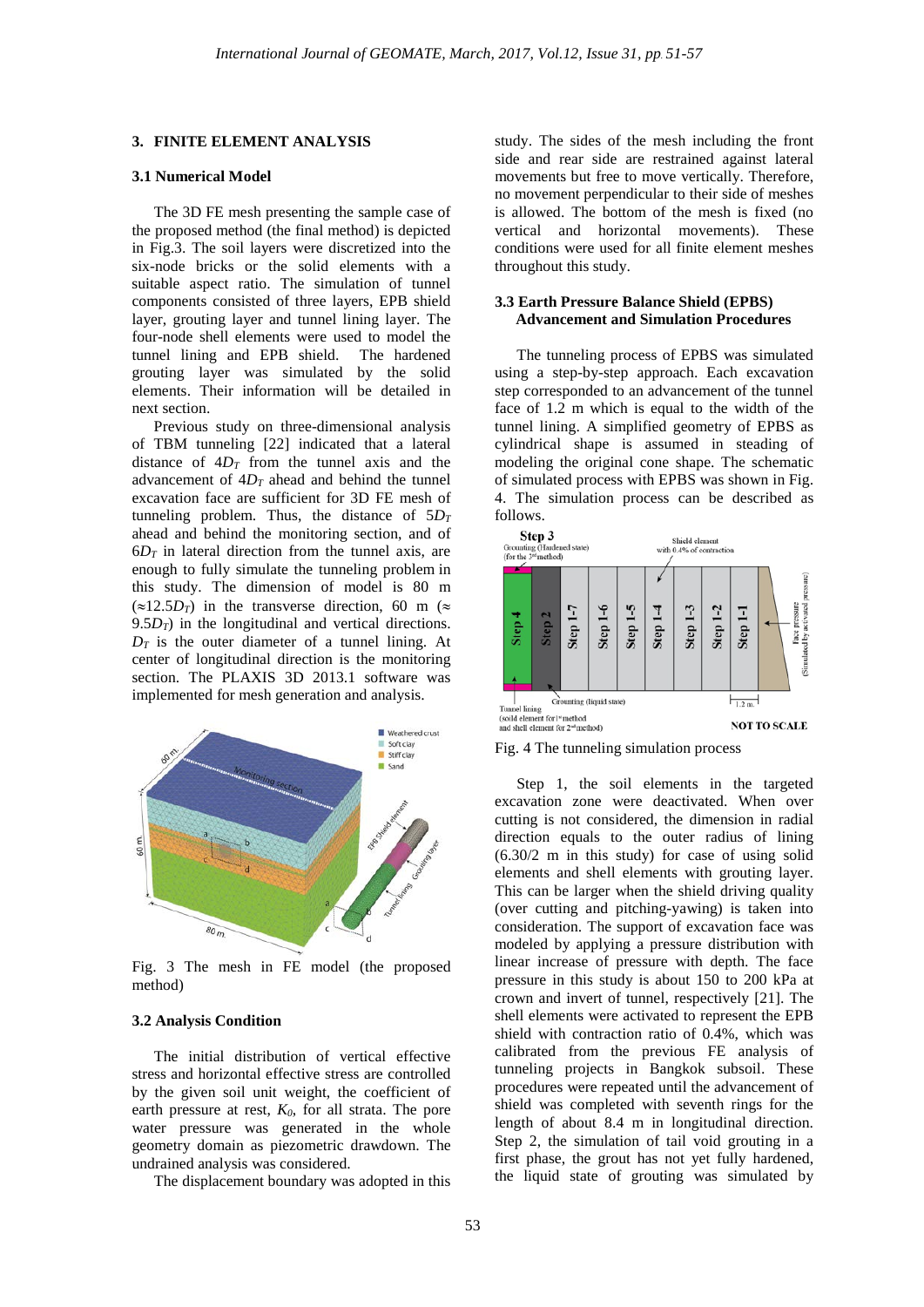## 3. FINITE ELEMENT ANALYSIS

### 3.1 Numerical Model

The 3D FE mesh presenting the sample case of the proposed method (the final method) is depicted in Fig.3. The soil layers were discretized into the six-node bricks or the solid elements with a suitable aspect ratio. The simulation of tunnel components consisted of three layers, EPB shield layer, grouting layer and tunnel lining layer. The four-node shell elements were used to model the tunnel lining and EPB shield. The hardened grouting layer was simulated by the solid elements. Their information will be detailed in next section.

Previous study on three-dimensional analysis of TBM tunneling [22] indicated that a lateral distance of $4D_T$ from the tunnel axis and the advancement of $4D_T$ ahead and behind the tunnel excavation face are sufficient for 3D FE mesh of tunneling problem. Thus, the distance of $5D_T$ ahead and behind the monitoring section, and of $6D_T$ in lateral direction from the tunnel axis, are enough to fully simulate the tunneling problem in this study. The dimension of model is 80 m ($\approx 12.5D_T$) in the transverse direction, 60 m ($\approx 9.5D_T$) in the longitudinal and vertical directions. $D_T$ is the outer diameter of a tunnel lining. At center of longitudinal direction is the monitoring section. The PLAXIS 3D 2013.1 software was implemented for mesh generation and analysis.

Weathered crust
Soft clay
Stiff clay
Sand
60 m
60 m
80 m
Monitoring section
EPB Shield element
Grouting layer
Tunnel lining
a
b
c
d

Fig. 3 The mesh in FE model (the proposed method)

### 3.2 Analysis Condition

The initial distribution of vertical effective stress and horizontal effective stress are controlled by the given soil unit weight, the coefficient of earth pressure at rest, $K_0$, for all strata. The pore water pressure was generated in the whole geometry domain as piezometric drawdown. The undrained analysis was considered.

The displacement boundary was adopted in this study. The sides of the mesh including the front side and rear side are restrained against lateral movements but free to move vertically. Therefore, no movement perpendicular to their side of meshes is allowed. The bottom of the mesh is fixed (no vertical and horizontal movements). These conditions were used for all finite element meshes throughout this study.

### 3.3 Earth Pressure Balance Shield (EPBS) Advancement and Simulation Procedures

The tunneling process of EPBS was simulated using a step-by-step approach. Each excavation step corresponded to an advancement of the tunnel face of 1.2 m which is equal to the width of the tunnel lining. A simplified geometry of EPBS as cylindrical shape is assumed in steading of modeling the original cone shape. The schematic of simulated process with EPBS was shown in Fig. 4. The simulation process can be described as follows.

Step 3
Grouting (Hardened state) (for the 3rd method)
Shield element with 0.4% of contraction
Step 4
Step 2
Step 1-7
Step 1-6
Step 1-5
Step 1-4
Step 1-3
Step 1-2
Step 1-1
Face pressure (Simulated by activated pressure)
Tunnel lining (solid element for 1st method and shell element for 2nd method)
Grouting (liquid state)
1.2 m.
NOT TO SCALE

Fig. 4 The tunneling simulation process

Step 1, the soil elements in the targeted excavation zone were deactivated. When over cutting is not considered, the dimension in radial direction equals to the outer radius of lining (6.30/2 m in this study) for case of using solid elements and shell elements with grouting layer. This can be larger when the shield driving quality (over cutting and pitching-yawing) is taken into consideration. The support of excavation face was modeled by applying a pressure distribution with linear increase of pressure with depth. The face pressure in this study is about 150 to 200 kPa at crown and invert of tunnel, respectively [21]. The shell elements were activated to represent the EPB shield with contraction ratio of 0.4%, which was calibrated from the previous FE analysis of tunneling projects in Bangkok subsoil. These procedures were repeated until the advancement of shield was completed with seventh rings for the length of about 8.4 m in longitudinal direction. Step 2, the simulation of tail void grouting in a first phase, the grout has not yet fully hardened, the liquid state of grouting was simulated by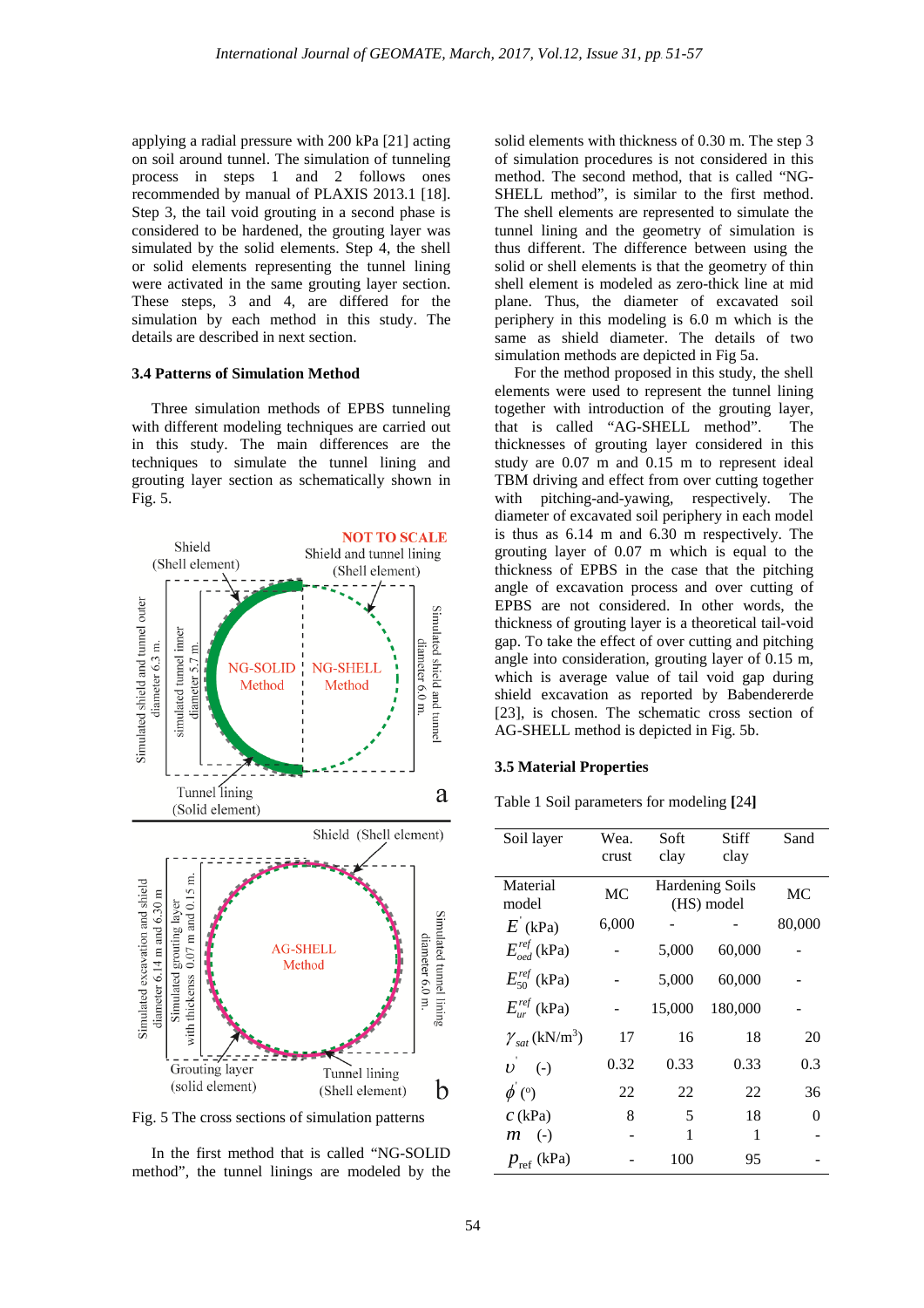applying a radial pressure with 200 kPa [21] acting on soil around tunnel. The simulation of tunneling process in steps 1 and 2 follows ones recommended by manual of PLAXIS 2013.1 [18]. Step 3, the tail void grouting in a second phase is considered to be hardened, the grouting layer was simulated by the solid elements. Step 4, the shell or solid elements representing the tunnel lining were activated in the same grouting layer section. These steps, 3 and 4, are differed for the simulation by each method in this study. The details are described in next section.

### 3.4 Patterns of Simulation Method

Three simulation methods of EPBS tunneling with different modeling techniques are carried out in this study. The main differences are the techniques to simulate the tunnel lining and grouting layer section as schematically shown in Fig. 5.

NOT TO SCALE

Shield (Shell element)

Shield and tunnel lining (Shell element)

Simulated shield and tunnel outer diameter 6.3 m.

simulated tunnel inner diameter 5.7 m.

NG-SOLID Method

NG-SHELL Method

Simulated shield and tunnel diameter 6.0 m.

Tunnel lining (Solid element)

a

Shield (Shell element)

Simulated excavation and shield diameter 6.14 m and 6.30 m

Simulated grouting layer with thickenss 0.07 m and 0.15 m.

AG-SHELL Method

Simulated tunnel lining diameter 6.0 m.

Grouting layer (solid element)

Tunnel lining (Shell element)

b

Fig. 5 The cross sections of simulation patterns

In the first method that is called "NG-SOLID method", the tunnel linings are modeled by the solid elements with thickness of 0.30 m. The step 3 of simulation procedures is not considered in this method. The second method, that is called "NG-SHELL method", is similar to the first method. The shell elements are represented to simulate the tunnel lining and the geometry of simulation is thus different. The difference between using the solid or shell elements is that the geometry of thin shell element is modeled as zero-thick line at mid plane. Thus, the diameter of excavated soil periphery in this modeling is 6.0 m which is the same as shield diameter. The details of two simulation methods are depicted in Fig 5a.

For the method proposed in this study, the shell elements were used to represent the tunnel lining together with introduction of the grouting layer, that is called "AG-SHELL method". The thicknesses of grouting layer considered in this study are 0.07 m and 0.15 m to represent ideal TBM driving and effect from over cutting together with pitching-and-yawing, respectively. The diameter of excavated soil periphery in each model is thus as 6.14 m and 6.30 m respectively. The grouting layer of 0.07 m which is equal to the thickness of EPBS in the case that the pitching angle of excavation process and over cutting of EPBS are not considered. In other words, the thickness of grouting layer is a theoretical tail-void gap. To take the effect of over cutting and pitching angle into consideration, grouting layer of 0.15 m, which is average value of tail void gap during shield excavation as reported by Babendererde [23], is chosen. The schematic cross section of AG-SHELL method is depicted in Fig. 5b.

### 3.5 Material Properties

Table 1 Soil parameters for modeling **[24]**

| Soil layer | Wea. crust | Soft clay | Stiff clay | Sand |
|---|---|---|---|---|
| Material model | MC | Hardening Soils (HS) model | | MC |
| $E'$ (kPa) | 6,000 | - | - | 80,000 |
| $E_{oed}^{ref}$ (kPa) | - | 5,000 | 60,000 | - |
| $E_{50}^{ref}$ (kPa) | - | 5,000 | 60,000 | - |
| $E_{ur}^{ref}$ (kPa) | - | 15,000 | 180,000 | - |
| $\gamma_{sat}$ (kN/m$^3$) | 17 | 16 | 18 | 20 |
| $\upsilon'$ (-) | 0.32 | 0.33 | 0.33 | 0.3 |
| $\phi'$ (°) | 22 | 22 | 22 | 36 |
| $c$ (kPa) | 8 | 5 | 18 | 0 |
| $m$ (-) | - | 1 | 1 | - |
| $p_{ref}$ (kPa) | - | 100 | 95 | - |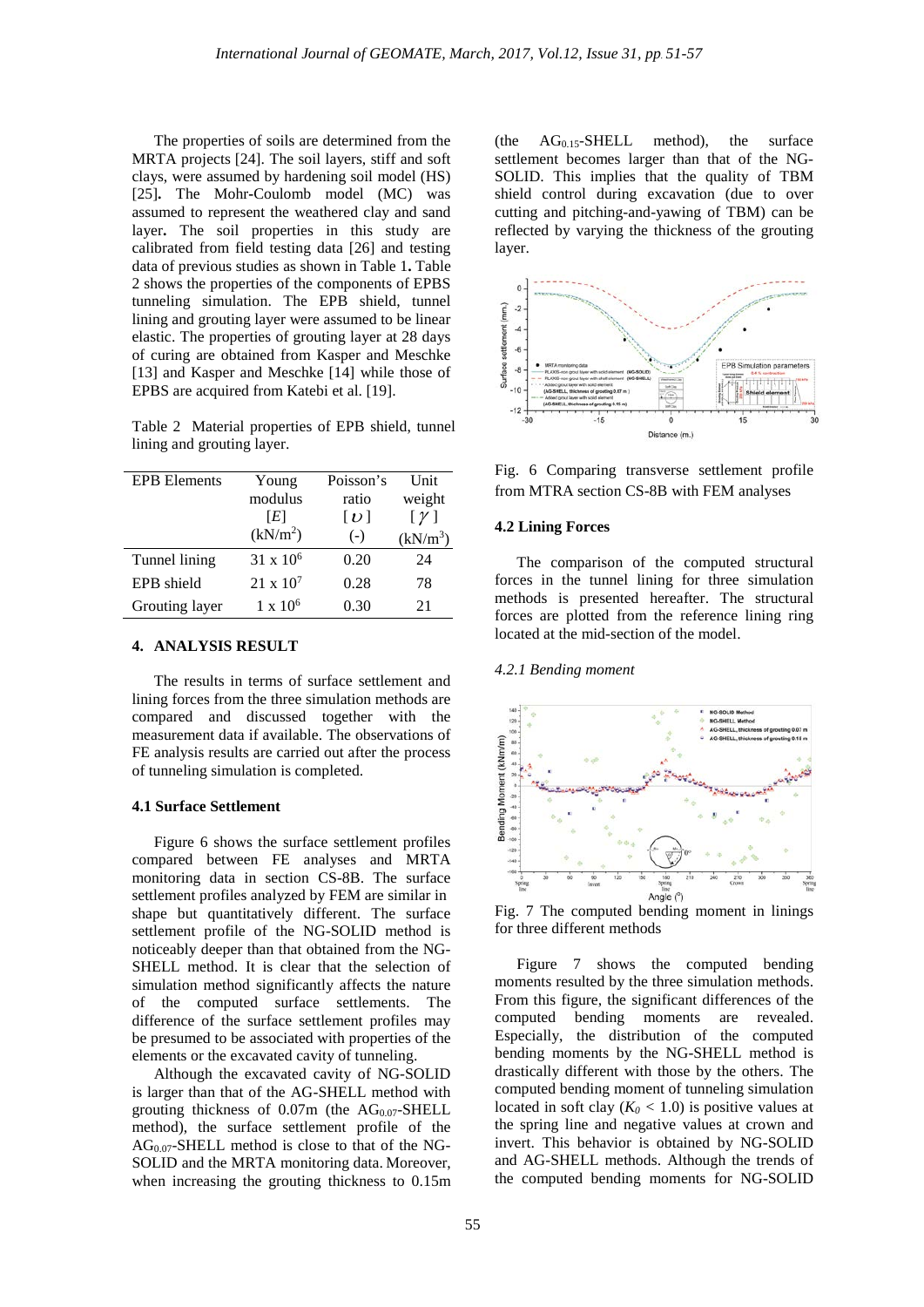The properties of soils are determined from the MRTA projects [24]. The soil layers, stiff and soft clays, were assumed by hardening soil model (HS) [25]**.** The Mohr-Coulomb model (MC) was assumed to represent the weathered clay and sand layer**.** The soil properties in this study are calibrated from field testing data [26] and testing data of previous studies as shown in Table 1**.** Table 2 shows the properties of the components of EPBS tunneling simulation. The EPB shield, tunnel lining and grouting layer were assumed to be linear elastic. The properties of grouting layer at 28 days of curing are obtained from Kasper and Meschke [13] and Kasper and Meschke [14] while those of EPBS are acquired from Katebi et al. [19].

Table 2 Material properties of EPB shield, tunnel lining and grouting layer.

| EPB Elements | Young modulus [$E$] (kN/m$^2$) | Poisson's ratio [$\upsilon$] (-) | Unit weight [$\gamma$] (kN/m$^3$) |
|---|---|---|---|
| Tunnel lining | $31 \times 10^6$ | 0.20 | 24 |
| EPB shield | $21 \times 10^7$ | 0.28 | 78 |
| Grouting layer | $1 \times 10^6$ | 0.30 | 21 |

## 4. ANALYSIS RESULT

The results in terms of surface settlement and lining forces from the three simulation methods are compared and discussed together with the measurement data if available. The observations of FE analysis results are carried out after the process of tunneling simulation is completed.

### 4.1 Surface Settlement

Figure 6 shows the surface settlement profiles compared between FE analyses and MRTA monitoring data in section CS-8B. The surface settlement profiles analyzed by FEM are similar in shape but quantitatively different. The surface settlement profile of the NG-SOLID method is noticeably deeper than that obtained from the NG-SHELL method. It is clear that the selection of simulation method significantly affects the nature of the computed surface settlements. The difference of the surface settlement profiles may be presumed to be associated with properties of the elements or the excavated cavity of tunneling.

Although the excavated cavity of NG-SOLID is larger than that of the AG-SHELL method with grouting thickness of 0.07m (the $AG_{0.07}$-SHELL method), the surface settlement profile of the $AG_{0.07}$-SHELL method is close to that of the NG-SOLID and the MRTA monitoring data. Moreover, when increasing the grouting thickness to 0.15m (the $AG_{0.15}$-SHELL method), the surface settlement becomes larger than that of the NG-SOLID. This implies that the quality of TBM shield control during excavation (due to over cutting and pitching-and-yawing of TBM) can be reflected by varying the thickness of the grouting layer.

Surface settlement (mm.)
Distance (m.)
MRTA monitoring data
PLAXIS-non grout layer with solid element (NG-SOLID)
PLAXIS-non grout layer with shell element (NG-SHELL)
Added grout layer with solid element (AG-SHELL, thickness of grouting 0.07 m)
Added grout layer with solid element (AG-SHELL, thickness of grouting 0.15 m)
EPB Simulation parameters
Shield element

Fig. 6 Comparing transverse settlement profile from MTRA section CS-8B with FEM analyses

### 4.2 Lining Forces

The comparison of the computed structural forces in the tunnel lining for three simulation methods is presented hereafter. The structural forces are plotted from the reference lining ring located at the mid-section of the model.

#### *4.2.1 Bending moment*

Bending Moment (kNm/m)
Angle (°)
NG-SOLID Method
NG-SHELL Method
AG-SHELL, thickness of grouting 0.07 m
AG-SHELL, thickness of grouting 0.15 m
Spring line
Invert
Spring line
Crown
Spring line

Fig. 7 The computed bending moment in linings for three different methods

Figure 7 shows the computed bending moments resulted by the three simulation methods. From this figure, the significant differences of the computed bending moments are revealed. Especially, the distribution of the computed bending moments by the NG-SHELL method is drastically different with those by the others. The computed bending moment of tunneling simulation located in soft clay ($K_0 < 1.0$) is positive values at the spring line and negative values at crown and invert. This behavior is obtained by NG-SOLID and AG-SHELL methods. Although the trends of the computed bending moments for NG-SOLID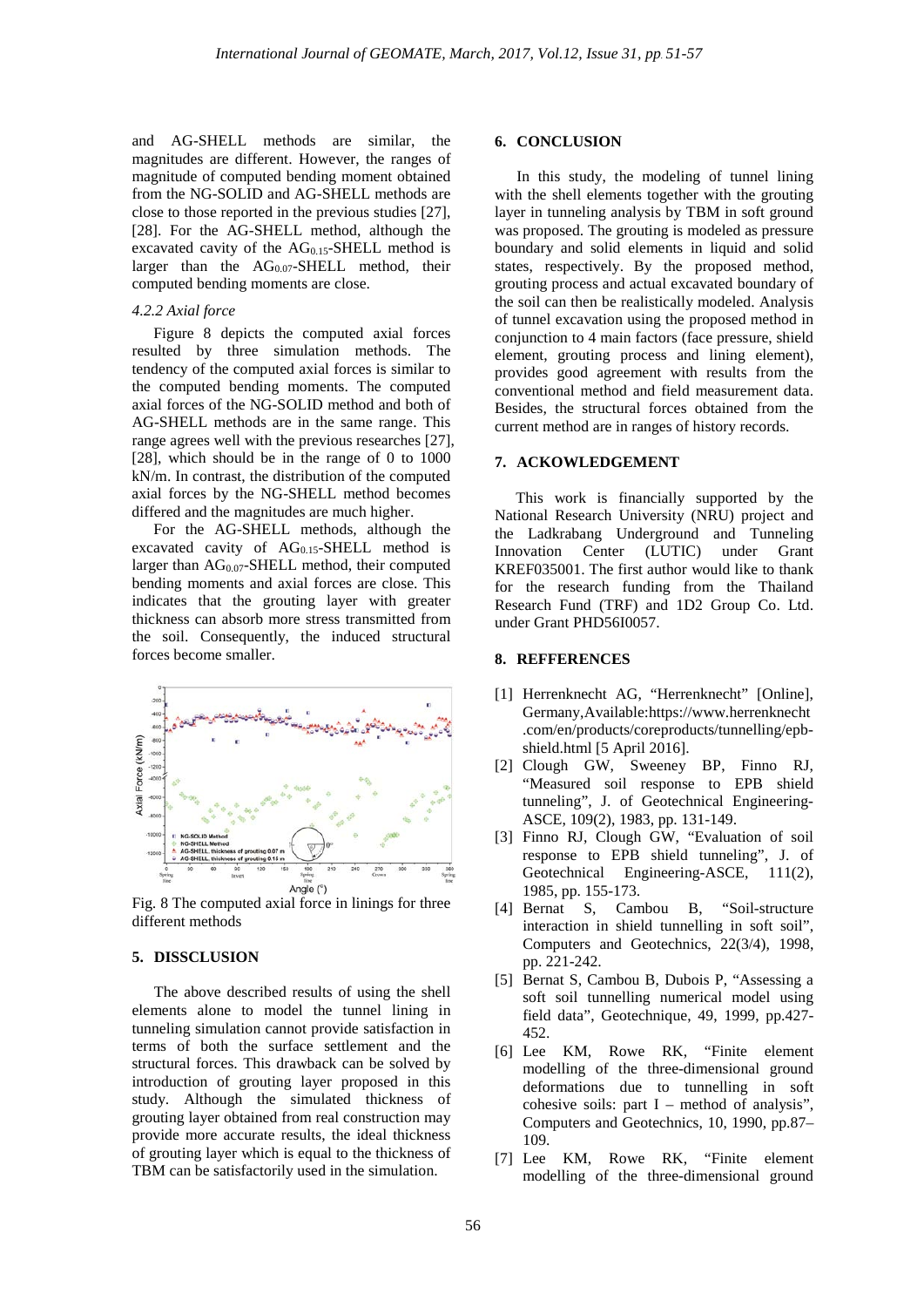and AG-SHELL methods are similar, the magnitudes are different. However, the ranges of magnitude of computed bending moment obtained from the NG-SOLID and AG-SHELL methods are close to those reported in the previous studies [27], [28]. For the AG-SHELL method, although the excavated cavity of the $AG_{0.15}$-SHELL method is larger than the $AG_{0.07}$-SHELL method, their computed bending moments are close.

#### *4.2.2 Axial force*

Figure 8 depicts the computed axial forces resulted by three simulation methods. The tendency of the computed axial forces is similar to the computed bending moments. The computed axial forces of the NG-SOLID method and both of AG-SHELL methods are in the same range. This range agrees well with the previous researches [27], [28], which should be in the range of 0 to 1000 kN/m. In contrast, the distribution of the computed axial forces by the NG-SHELL method becomes differed and the magnitudes are much higher.

For the AG-SHELL methods, although the excavated cavity of $AG_{0.15}$-SHELL method is larger than $AG_{0.07}$-SHELL method, their computed bending moments and axial forces are close. This indicates that the grouting layer with greater thickness can absorb more stress transmitted from the soil. Consequently, the induced structural forces become smaller.

Axial Force (kN/m)
Angle (°)
NG-SOLID Method
NG-SHELL Method
AG-SHELL, thickness of grouting 0.07 m
AG-SHELL, thickness of grouting 0.15 m

Fig. 8 The computed axial force in linings for three different methods

## 5. DISSCLUSION

The above described results of using the shell elements alone to model the tunnel lining in tunneling simulation cannot provide satisfaction in terms of both the surface settlement and the structural forces. This drawback can be solved by introduction of grouting layer proposed in this study. Although the simulated thickness of grouting layer obtained from real construction may provide more accurate results, the ideal thickness of grouting layer which is equal to the thickness of TBM can be satisfactorily used in the simulation.

## 6. CONCLUSION

In this study, the modeling of tunnel lining with the shell elements together with the grouting layer in tunneling analysis by TBM in soft ground was proposed. The grouting is modeled as pressure boundary and solid elements in liquid and solid states, respectively. By the proposed method, grouting process and actual excavated boundary of the soil can then be realistically modeled. Analysis of tunnel excavation using the proposed method in conjunction to 4 main factors (face pressure, shield element, grouting process and lining element), provides good agreement with results from the conventional method and field measurement data. Besides, the structural forces obtained from the current method are in ranges of history records.

## 7. ACKOWLEDGEMENT

This work is financially supported by the National Research University (NRU) project and the Ladkrabang Underground and Tunneling Innovation Center (LUTIC) under Grant KREF035001. The first author would like to thank for the research funding from the Thailand Research Fund (TRF) and 1D2 Group Co. Ltd. under Grant PHD56I0057.

## 8. REFFERENCES

[1] Herrenknecht AG, "Herrenknecht" [Online], Germany,Available:https://www.herrenknecht.com/en/products/coreproducts/tunnelling/epb-shield.html [5 April 2016].

[2] Clough GW, Sweeney BP, Finno RJ, "Measured soil response to EPB shield tunneling", J. of Geotechnical Engineering-ASCE, 109(2), 1983, pp. 131-149.

[3] Finno RJ, Clough GW, "Evaluation of soil response to EPB shield tunneling", J. of Geotechnical Engineering-ASCE, 111(2), 1985, pp. 155-173.

[4] Bernat S, Cambou B, "Soil-structure interaction in shield tunnelling in soft soil", Computers and Geotechnics, 22(3/4), 1998, pp. 221-242.

[5] Bernat S, Cambou B, Dubois P, "Assessing a soft soil tunnelling numerical model using field data", Geotechnique, 49, 1999, pp.427-452.

[6] Lee KM, Rowe RK, "Finite element modelling of the three-dimensional ground deformations due to tunnelling in soft cohesive soils: part I – method of analysis", Computers and Geotechnics, 10, 1990, pp.87–109.

[7] Lee KM, Rowe RK, "Finite element modelling of the three-dimensional ground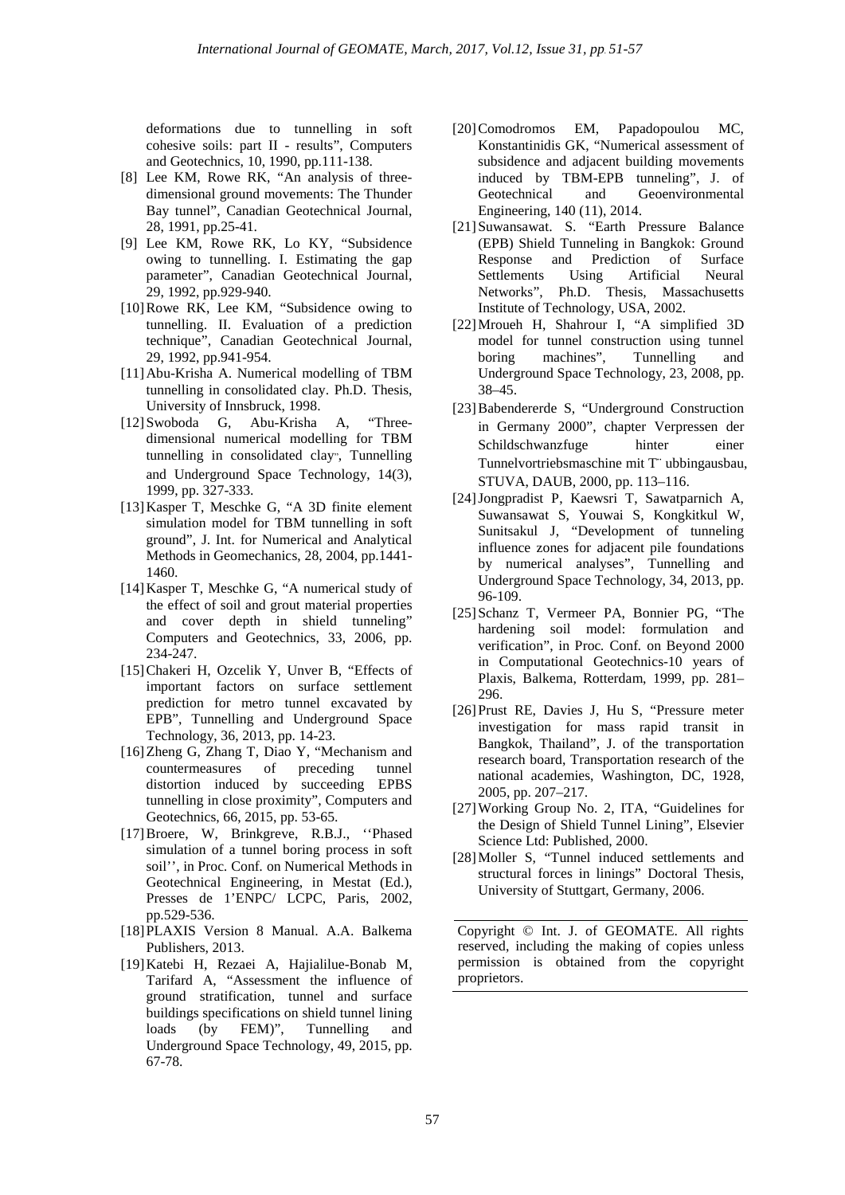deformations due to tunnelling in soft cohesive soils: part II - results", Computers and Geotechnics, 10, 1990, pp.111-138.

[8] Lee KM, Rowe RK, "An analysis of three-dimensional ground movements: The Thunder Bay tunnel", Canadian Geotechnical Journal, 28, 1991, pp.25-41.

[9] Lee KM, Rowe RK, Lo KY, "Subsidence owing to tunnelling. I. Estimating the gap parameter", Canadian Geotechnical Journal, 29, 1992, pp.929-940.

[10] Rowe RK, Lee KM, "Subsidence owing to tunnelling. II. Evaluation of a prediction technique", Canadian Geotechnical Journal, 29, 1992, pp.941-954.

[11] Abu-Krisha A. Numerical modelling of TBM tunnelling in consolidated clay. Ph.D. Thesis, University of Innsbruck, 1998.

[12] Swoboda G, Abu-Krisha A, "Three-dimensional numerical modelling for TBM tunnelling in consolidated clay", Tunnelling and Underground Space Technology, 14(3), 1999, pp. 327-333.

[13] Kasper T, Meschke G, "A 3D finite element simulation model for TBM tunnelling in soft ground", J. Int. for Numerical and Analytical Methods in Geomechanics, 28, 2004, pp.1441-1460.

[14] Kasper T, Meschke G, "A numerical study of the effect of soil and grout material properties and cover depth in shield tunneling" Computers and Geotechnics, 33, 2006, pp. 234-247.

[15] Chakeri H, Ozcelik Y, Unver B, "Effects of important factors on surface settlement prediction for metro tunnel excavated by EPB", Tunnelling and Underground Space Technology, 36, 2013, pp. 14-23.

[16] Zheng G, Zhang T, Diao Y, "Mechanism and countermeasures of preceding tunnel distortion induced by succeeding EPBS tunnelling in close proximity", Computers and Geotechnics, 66, 2015, pp. 53-65.

[17] Broere, W, Brinkgreve, R.B.J., ''Phased simulation of a tunnel boring process in soft soil'', in Proc. Conf. on Numerical Methods in Geotechnical Engineering, in Mestat (Ed.), Presses de 1'ENPC/ LCPC, Paris, 2002, pp.529-536.

[18] PLAXIS Version 8 Manual. A.A. Balkema Publishers, 2013.

[19] Katebi H, Rezaei A, Hajialilue-Bonab M, Tarifard A, "Assessment the influence of ground stratification, tunnel and surface buildings specifications on shield tunnel lining loads (by FEM)", Tunnelling and Underground Space Technology, 49, 2015, pp. 67-78.

[20] Comodromos EM, Papadopoulou MC, Konstantinidis GK, "Numerical assessment of subsidence and adjacent building movements induced by TBM-EPB tunneling", J. of Geotechnical and Geoenvironmental Engineering, 140 (11), 2014.

[21] Suwansawat. S. "Earth Pressure Balance (EPB) Shield Tunneling in Bangkok: Ground Response and Prediction of Surface Settlements Using Artificial Neural Networks", Ph.D. Thesis, Massachusetts Institute of Technology, USA, 2002.

[22] Mroueh H, Shahrour I, "A simplified 3D model for tunnel construction using tunnel boring machines", Tunnelling and Underground Space Technology, 23, 2008, pp. 38–45.

[23] Babendererde S, "Underground Construction in Germany 2000", chapter Verpressen der Schildschwanzfuge hinter einer Tunnelvortriebsmaschine mit T¨ ubbingausbau, STUVA, DAUB, 2000, pp. 113–116.

[24] Jongpradist P, Kaewsri T, Sawatparnich A, Suwansawat S, Youwai S, Kongkitkul W, Sunitsakul J, "Development of tunneling influence zones for adjacent pile foundations by numerical analyses", Tunnelling and Underground Space Technology, 34, 2013, pp. 96-109.

[25] Schanz T, Vermeer PA, Bonnier PG, "The hardening soil model: formulation and verification", in Proc. Conf. on Beyond 2000 in Computational Geotechnics-10 years of Plaxis, Balkema, Rotterdam, 1999, pp. 281–296.

[26] Prust RE, Davies J, Hu S, "Pressure meter investigation for mass rapid transit in Bangkok, Thailand", J. of the transportation research board, Transportation research of the national academies, Washington, DC, 1928, 2005, pp. 207–217.

[27] Working Group No. 2, ITA, "Guidelines for the Design of Shield Tunnel Lining", Elsevier Science Ltd: Published, 2000.

[28] Moller S, "Tunnel induced settlements and structural forces in linings" Doctoral Thesis, University of Stuttgart, Germany, 2006.

---

Copyright © Int. J. of GEOMATE. All rights reserved, including the making of copies unless permission is obtained from the copyright proprietors.

---